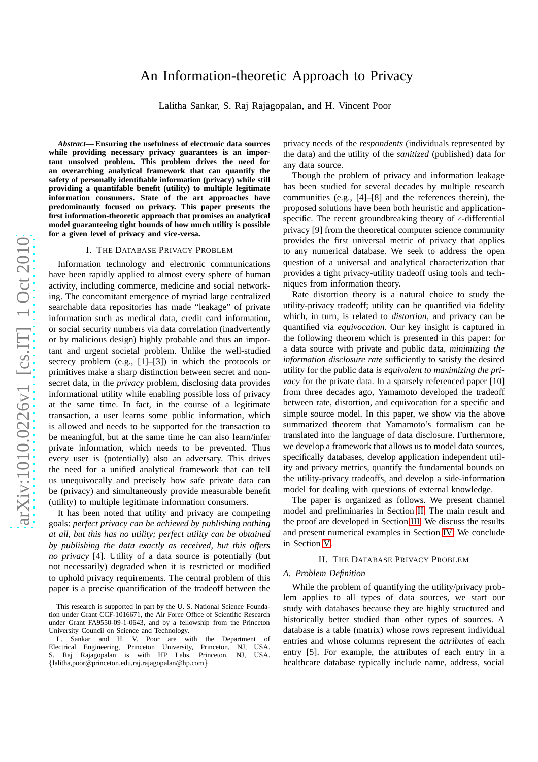# An Information-theoretic Approach to Privacy

Lalitha Sankar, S. Raj Rajagopalan, and H. Vincent Poor

***Abstract*— Ensuring the usefulness of electronic data sources while providing necessary privacy guarantees is an important unsolved problem. This problem drives the need for an overarching analytical framework that can quantify the safety of personally identifiable information (privacy) while still providing a quantifable benefit (utility) to multiple legitimate information consumers. State of the art approaches have predominantly focused on privacy. This paper presents the first information-theoretic approach that promises an analytical model guaranteeing tight bounds of how much utility is possible for a given level of privacy and vice-versa.**

## I. The Database Privacy Problem

Information technology and electronic communications have been rapidly applied to almost every sphere of human activity, including commerce, medicine and social networking. The concomitant emergence of myriad large centralized searchable data repositories has made "leakage" of private information such as medical data, credit card information, or social security numbers via data correlation (inadvertently or by malicious design) highly probable and thus an important and urgent societal problem. Unlike the well-studied secrecy problem (e.g., [1]–[3]) in which the protocols or primitives make a sharp distinction between secret and non-secret data, in the *privacy* problem, disclosing data provides informational utility while enabling possible loss of privacy at the same time. In fact, in the course of a legitimate transaction, a user learns some public information, which is allowed and needs to be supported for the transaction to be meaningful, but at the same time he can also learn/infer private information, which needs to be prevented. Thus every user is (potentially) also an adversary. This drives the need for a unified analytical framework that can tell us unequivocally and precisely how safe private data can be (privacy) and simultaneously provide measurable benefit (utility) to multiple legitimate information consumers.

It has been noted that utility and privacy are competing goals: *perfect privacy can be achieved by publishing nothing at all, but this has no utility; perfect utility can be obtained by publishing the data exactly as received, but this offers no privacy* [4]. Utility of a data source is potentially (but not necessarily) degraded when it is restricted or modified to uphold privacy requirements. The central problem of this paper is a precise quantification of the tradeoff between the privacy needs of the *respondents* (individuals represented by the data) and the utility of the *sanitized* (published) data for any data source.

Though the problem of privacy and information leakage has been studied for several decades by multiple research communities (e.g., [4]–[8] and the references therein), the proposed solutions have been both heuristic and application-specific. The recent groundbreaking theory of $\epsilon$-differential privacy [9] from the theoretical computer science community provides the first universal metric of privacy that applies to any numerical database. We seek to address the open question of a universal and analytical characterization that provides a tight privacy-utility tradeoff using tools and techniques from information theory.

Rate distortion theory is a natural choice to study the utility-privacy tradeoff; utility can be quantified via fidelity which, in turn, is related to *distortion*, and privacy can be quantified via *equivocation*. Our key insight is captured in the following theorem which is presented in this paper: for a data source with private and public data, *minimizing the information disclosure rate* sufficiently to satisfy the desired utility for the public data *is equivalent to maximizing the privacy* for the private data. In a sparsely referenced paper [10] from three decades ago, Yamamoto developed the tradeoff between rate, distortion, and equivocation for a specific and simple source model. In this paper, we show via the above summarized theorem that Yamamoto's formalism can be translated into the language of data disclosure. Furthermore, we develop a framework that allows us to model data sources, specifically databases, develop application independent utility and privacy metrics, quantify the fundamental bounds on the utility-privacy tradeoffs, and develop a side-information model for dealing with questions of external knowledge.

The paper is organized as follows. We present channel model and preliminaries in Section II. The main result and the proof are developed in Section III. We discuss the results and present numerical examples in Section IV. We conclude in Section V.

## II. The Database Privacy Problem

### A. Problem Definition

While the problem of quantifying the utility/privacy problem applies to all types of data sources, we start our study with databases because they are highly structured and historically better studied than other types of sources. A database is a table (matrix) whose rows represent individual entries and whose columns represent the *attributes* of each entry [5]. For example, the attributes of each entry in a healthcare database typically include name, address, social

This research is supported in part by the U. S. National Science Foundation under Grant CCF-1016671, the Air Force Office of Scientific Research under Grant FA9550-09-1-0643, and by a fellowship from the Princeton University Council on Science and Technology.

L. Sankar and H. V. Poor are with the Department of Electrical Engineering, Princeton University, Princeton, NJ, USA. S. Raj Rajagopalan is with HP Labs, Princeton, NJ, USA. {lalitha,poor@princeton.edu,raj.rajagopalan@hp.com}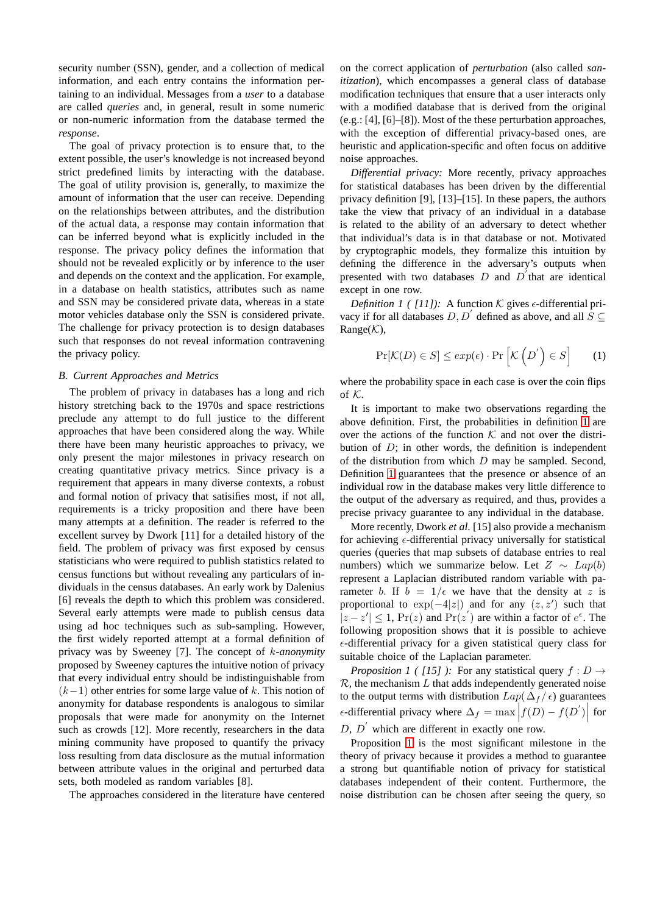security number (SSN), gender, and a collection of medical information, and each entry contains the information pertaining to an individual. Messages from a *user* to a database are called *queries* and, in general, result in some numeric or non-numeric information from the database termed the *response*.

The goal of privacy protection is to ensure that, to the extent possible, the user's knowledge is not increased beyond strict predefined limits by interacting with the database. The goal of utility provision is, generally, to maximize the amount of information that the user can receive. Depending on the relationships between attributes, and the distribution of the actual data, a response may contain information that can be inferred beyond what is explicitly included in the response. The privacy policy defines the information that should not be revealed explicitly or by inference to the user and depends on the context and the application. For example, in a database on health statistics, attributes such as name and SSN may be considered private data, whereas in a state motor vehicles database only the SSN is considered private. The challenge for privacy protection is to design databases such that responses do not reveal information contravening the privacy policy.

### B. Current Approaches and Metrics

The problem of privacy in databases has a long and rich history stretching back to the 1970s and space restrictions preclude any attempt to do full justice to the different approaches that have been considered along the way. While there have been many heuristic approaches to privacy, we only present the major milestones in privacy research on creating quantitative privacy metrics. Since privacy is a requirement that appears in many diverse contexts, a robust and formal notion of privacy that satisifies most, if not all, requirements is a tricky proposition and there have been many attempts at a definition. The reader is referred to the excellent survey by Dwork [11] for a detailed history of the field. The problem of privacy was first exposed by census statisticians who were required to publish statistics related to census functions but without revealing any particulars of individuals in the census databases. An early work by Dalenius [6] reveals the depth to which this problem was considered. Several early attempts were made to publish census data using ad hoc techniques such as sub-sampling. However, the first widely reported attempt at a formal definition of privacy was by Sweeney [7]. The concept of $k$-*anonymity* proposed by Sweeney captures the intuitive notion of privacy that every individual entry should be indistinguishable from $(k-1)$ other entries for some large value of $k$. This notion of anonymity for database respondents is analogous to similar proposals that were made for anonymity on the Internet such as crowds [12]. More recently, researchers in the data mining community have proposed to quantify the privacy loss resulting from data disclosure as the mutual information between attribute values in the original and perturbed data sets, both modeled as random variables [8].

The approaches considered in the literature have centered on the correct application of *perturbation* (also called *sanitization*), which encompasses a general class of database modification techniques that ensure that a user interacts only with a modified database that is derived from the original (e.g.: [4], [6]–[8]). Most of the these perturbation approaches, with the exception of differential privacy-based ones, are heuristic and application-specific and often focus on additive noise approaches.

*Differential privacy:* More recently, privacy approaches for statistical databases has been driven by the differential privacy definition [9], [13]–[15]. In these papers, the authors take the view that privacy of an individual in a database is related to the ability of an adversary to detect whether that individual's data is in that database or not. Motivated by cryptographic models, they formalize this intuition by defining the difference in the adversary's outputs when presented with two databases $D$ and $D^{'}$ that are identical except in one row.

*Definition 1 ( [11]):* A function $\mathcal{K}$ gives $\epsilon$-differential privacy if for all databases $D, D^{'}$ defined as above, and all $S \subseteq$ Range($\mathcal{K}$),

$$\Pr[\mathcal{K}(D) \in S] \leq exp(\epsilon) \cdot \Pr\left[\mathcal{K}\left(D^{'}\right) \in S\right] \qquad (1)$$

where the probability space in each case is over the coin flips of $\mathcal{K}$.

It is important to make two observations regarding the above definition. First, the probabilities in definition 1 are over the actions of the function $\mathcal{K}$ and not over the distribution of $D$; in other words, the definition is independent of the distribution from which $D$ may be sampled. Second, Definition 1 guarantees that the presence or absence of an individual row in the database makes very little difference to the output of the adversary as required, and thus, provides a precise privacy guarantee to any individual in the database.

More recently, Dwork *et al.* [15] also provide a mechanism for achieving $\epsilon$-differential privacy universally for statistical queries (queries that map subsets of database entries to real numbers) which we summarize below. Let $Z \sim Lap(b)$ represent a Laplacian distributed random variable with parameter $b$. If $b = 1/\epsilon$ we have that the density at $z$ is proportional to $\exp(-4|z|)$ and for any $(z, z')$ such that $|z - z'| \leq 1$, $\Pr(z)$ and $\Pr(z^{'})$ are within a factor of $e^{\epsilon}$. The following proposition shows that it is possible to achieve $\epsilon$-differential privacy for a given statistical query class for suitable choice of the Laplacian parameter.

*Proposition 1 ( [15] ):* For any statistical query $f : D \to \mathcal{R}$, the mechanism $L$ that adds independently generated noise to the output terms with distribution $Lap(\Delta_f/\epsilon)$ guarantees $\epsilon$-differential privacy where $\Delta_f = \max\left|f(D) - f(D^{'})\right|$ for $D$, $D^{'}$ which are different in exactly one row.

Proposition 1 is the most significant milestone in the theory of privacy because it provides a method to guarantee a strong but quantifiable notion of privacy for statistical databases independent of their content. Furthermore, the noise distribution can be chosen after seeing the query, so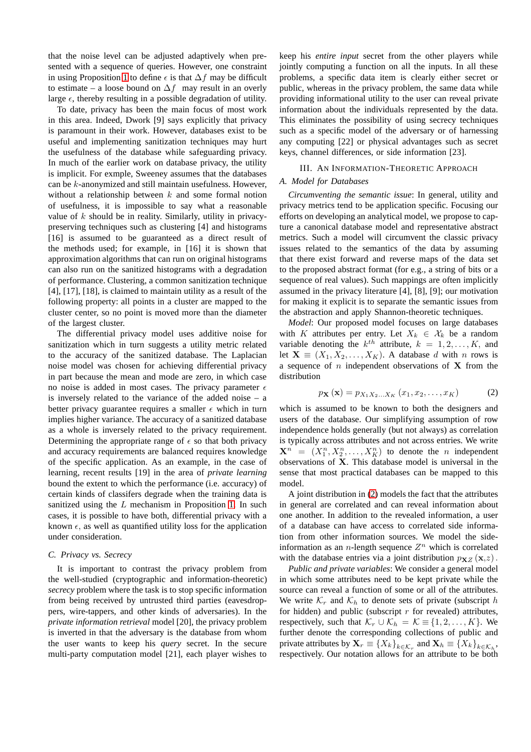that the noise level can be adjusted adaptively when presented with a sequence of queries. However, one constraint in using Proposition 1 to define $\epsilon$ is that $\Delta f$ may be difficult to estimate – a loose bound on $\Delta f$ may result in an overly large $\epsilon$, thereby resulting in a possible degradation of utility.

To date, privacy has been the main focus of most work in this area. Indeed, Dwork [9] says explicitly that privacy is paramount in their work. However, databases exist to be useful and implementing sanitization techniques may hurt the usefulness of the database while safeguarding privacy. In much of the earlier work on database privacy, the utility is implicit. For exmple, Sweeney assumes that the databases can be $k$-anonymized and still maintain usefulness. However, without a relationship between $k$ and some formal notion of usefulness, it is impossible to say what a reasonable value of $k$ should be in reality. Similarly, utility in privacy-preserving techniques such as clustering [4] and histograms [16] is assumed to be guaranteed as a direct result of the methods used; for example, in [16] it is shown that approximation algorithms that can run on original histograms can also run on the sanitized histograms with a degradation of performance. Clustering, a common sanitization technique [4], [17], [18], is claimed to maintain utility as a result of the following property: all points in a cluster are mapped to the cluster center, so no point is moved more than the diameter of the largest cluster.

The differential privacy model uses additive noise for sanitization which in turn suggests a utility metric related to the accuracy of the sanitized database. The Laplacian noise model was chosen for achieving differential privacy in part because the mean and mode are zero, in which case no noise is added in most cases. The privacy parameter $\epsilon$ is inversely related to the variance of the added noise – a better privacy guarantee requires a smaller $\epsilon$ which in turn implies higher variance. The accuracy of a sanitized database as a whole is inversely related to the privacy requirement. Determining the appropriate range of $\epsilon$ so that both privacy and accuracy requirements are balanced requires knowledge of the specific application. As an example, in the case of learning, recent results [19] in the area of *private learning* bound the extent to which the performance (i.e. accuracy) of certain kinds of classifers degrade when the training data is sanitized using the $L$ mechanism in Proposition 1. In such cases, it is possible to have both, differential privacy with a known $\epsilon$, as well as quantified utility loss for the application under consideration.

### C. Privacy vs. Secrecy

It is important to contrast the privacy problem from the well-studied (cryptographic and information-theoretic) *secrecy* problem where the task is to stop specific information from being received by untrusted third parties (eavesdroppers, wire-tappers, and other kinds of adversaries). In the *private information retrieval* model [20], the privacy problem is inverted in that the adversary is the database from whom the user wants to keep his *query* secret. In the secure multi-party computation model [21], each player wishes to keep his *entire input* secret from the other players while jointly computing a function on all the inputs. In all these problems, a specific data item is clearly either secret or public, whereas in the privacy problem, the same data while providing informational utility to the user can reveal private information about the individuals represented by the data. This eliminates the possibility of using secrecy techniques such as a specific model of the adversary or of harnessing any computing [22] or physical advantages such as secret keys, channel differences, or side information [23].

## III. An Information-Theoretic Approach

### A. Model for Databases

*Circumventing the semantic issue*: In general, utility and privacy metrics tend to be application specific. Focusing our efforts on developing an analytical model, we propose to capture a canonical database model and representative abstract metrics. Such a model will circumvent the classic privacy issues related to the semantics of the data by assuming that there exist forward and reverse maps of the data set to the proposed abstract format (for e.g., a string of bits or a sequence of real values). Such mappings are often implicitly assumed in the privacy literature [4], [8], [9]; our motivation for making it explicit is to separate the semantic issues from the abstraction and apply Shannon-theoretic techniques.

*Model*: Our proposed model focuses on large databases with $K$ attributes per entry. Let $X_k \in \mathcal{X}_k$ be a random variable denoting the $k^{th}$ attribute, $k = 1, 2, \ldots, K$, and let $\mathbf{X} \equiv (X_1, X_2, \ldots, X_K)$. A database $d$ with $n$ rows is a sequence of $n$ independent observations of $\mathbf{X}$ from the distribution

$$p_{\mathbf{X}}(\mathbf{x}) = p_{X_1 X_2 \ldots X_K}(x_1, x_2, \ldots, x_K) \tag{2}$$

which is assumed to be known to both the designers and users of the database. Our simplifying assumption of row independence holds generally (but not always) as correlation is typically across attributes and not across entries. We write $\mathbf{X}^n = (X_1^n, X_2^n, \ldots, X_K^n)$ to denote the $n$ independent observations of $\mathbf{X}$. This database model is universal in the sense that most practical databases can be mapped to this model.

A joint distribution in (2) models the fact that the attributes in general are correlated and can reveal information about one another. In addition to the revealed information, a user of a database can have access to correlated side information from other information sources. We model the side-information as an $n$-length sequence $Z^n$ which is correlated with the database entries via a joint distribution $p_{\mathbf{X}Z}(\mathbf{x}, z)$.

*Public and private variables*: We consider a general model in which some attributes need to be kept private while the source can reveal a function of some or all of the attributes. We write $\mathcal{K}_r$ and $\mathcal{K}_h$ to denote sets of private (subscript $h$ for hidden) and public (subscript $r$ for revealed) attributes, respectively, such that $\mathcal{K}_r \cup \mathcal{K}_h = \mathcal{K} \equiv \{1, 2, \ldots, K\}$. We further denote the corresponding collections of public and private attributes by $\mathbf{X}_r \equiv \{X_k\}_{k \in \mathcal{K}_r}$ and $\mathbf{X}_h \equiv \{X_k\}_{k \in \mathcal{K}_h}$, respectively. Our notation allows for an attribute to be both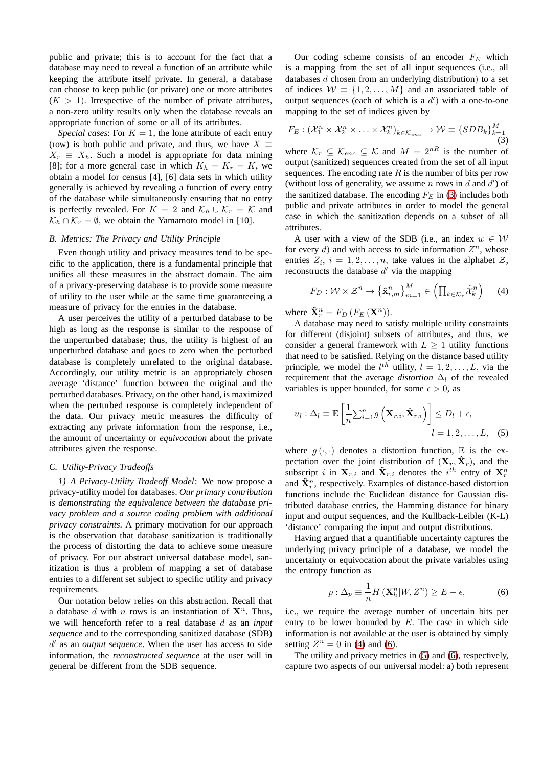public and private; this is to account for the fact that a database may need to reveal a function of an attribute while keeping the attribute itself private. In general, a database can choose to keep public (or private) one or more attributes ($K > 1$). Irrespective of the number of private attributes, a non-zero utility results only when the database reveals an appropriate function of some or all of its attributes.

*Special cases*: For $K = 1$, the lone attribute of each entry (row) is both public and private, and thus, we have $X \equiv X_r \equiv X_h$. Such a model is appropriate for data mining [8]; for a more general case in which $K_h = K_r = K$, we obtain a model for census [4], [6] data sets in which utility generally is achieved by revealing a function of every entry of the database while simultaneously ensuring that no entry is perfectly revealed. For $K = 2$ and $\mathcal{K}_h \cup \mathcal{K}_r = \mathcal{K}$ and $\mathcal{K}_h \cap \mathcal{K}_r = \emptyset$, we obtain the Yamamoto model in [10].

### B. Metrics: The Privacy and Utility Principle

Even though utility and privacy measures tend to be specific to the application, there is a fundamental principle that unifies all these measures in the abstract domain. The aim of a privacy-preserving database is to provide some measure of utility to the user while at the same time guaranteeing a measure of privacy for the entries in the database.

A user perceives the utility of a perturbed database to be high as long as the response is similar to the response of the unperturbed database; thus, the utility is highest of an unperturbed database and goes to zero when the perturbed database is completely unrelated to the original database. Accordingly, our utility metric is an appropriately chosen average 'distance' function between the original and the perturbed databases. Privacy, on the other hand, is maximized when the perturbed response is completely independent of the data. Our privacy metric measures the difficulty of extracting any private information from the response, i.e., the amount of uncertainty or *equivocation* about the private attributes given the response.

### C. Utility-Privacy Tradeoffs

*1) A Privacy-Utility Tradeoff Model:* We now propose a privacy-utility model for databases. *Our primary contribution is demonstrating the equivalence between the database privacy problem and a source coding problem with additional privacy constraints.* A primary motivation for our approach is the observation that database sanitization is traditionally the process of distorting the data to achieve some measure of privacy. For our abstract universal database model, sanitization is thus a problem of mapping a set of database entries to a different set subject to specific utility and privacy requirements.

Our notation below relies on this abstraction. Recall that a database $d$ with $n$ rows is an instantiation of $\mathbf{X}^n$. Thus, we will henceforth refer to a real database $d$ as an *input sequence* and to the corresponding sanitized database (SDB) $d'$ as an *output sequence*. When the user has access to side information, the *reconstructed sequence* at the user will in general be different from the SDB sequence.

Our coding scheme consists of an encoder $F_E$ which is a mapping from the set of all input sequences (i.e., all databases $d$ chosen from an underlying distribution) to a set of indices $\mathcal{W} \equiv \{1, 2, \ldots, M\}$ and an associated table of output sequences (each of which is a $d'$) with a one-to-one mapping to the set of indices given by

$$F_E : (\mathcal{X}_1^n \times \mathcal{X}_2^n \times \ldots \times \mathcal{X}_k^n)_{k \in \mathcal{K}_{enc}} \rightarrow \mathcal{W} \equiv \{SDB_k\}_{k=1}^{M} \tag{3}$$

where $\mathcal{K}_r \subseteq \mathcal{K}_{enc} \subseteq \mathcal{K}$ and $M = 2^{nR}$ is the number of output (sanitized) sequences created from the set of all input sequences. The encoding rate $R$ is the number of bits per row (without loss of generality, we assume $n$ rows in $d$ and $d'$) of the sanitized database. The encoding $F_E$ in (3) includes both public and private attributes in order to model the general case in which the sanitization depends on a subset of all attributes.

A user with a view of the SDB (i.e., an index $w \in \mathcal{W}$ for every $d$) and with access to side information $Z^n$, whose entries $Z_i$, $i = 1, 2, \ldots, n$, take values in the alphabet $\mathcal{Z}$, reconstructs the database $d'$ via the mapping

$$F_D : \mathcal{W} \times \mathcal{Z}^n \rightarrow \left\{ \hat{\mathbf{x}}_{r,m}^n \right\}_{m=1}^{M} \in \left( \prod\nolimits_{k \in \mathcal{K}_r} \hat{\mathcal{X}}_k^n \right) \tag{4}$$

where $\hat{\mathbf{X}}_r^n = F_D\left(F_E\left(\mathbf{X}^n\right)\right)$.

A database may need to satisfy multiple utility constraints for different (disjoint) subsets of attributes, and thus, we consider a general framework with $L \geq 1$ utility functions that need to be satisfied. Relying on the distance based utility principle, we model the $l^{th}$ utility, $l = 1, 2, \ldots, L$, via the requirement that the average *distortion* $\Delta_l$ of the revealed variables is upper bounded, for some $\epsilon > 0$, as

$$u_l : \Delta_l \equiv \mathbb{E}\left[ \frac{1}{n} \sum\nolimits_{i=1}^{n} g\left(\mathbf{X}_{r,i}, \hat{\mathbf{X}}_{r,i}\right) \right] \leq D_l + \epsilon, \quad l = 1, 2, \ldots, L, \tag{5}$$

where $g(\cdot, \cdot)$ denotes a distortion function, $\mathbb{E}$ is the expectation over the joint distribution of $(\mathbf{X}_r, \hat{\mathbf{X}}_r)$, and the subscript $i$ in $\mathbf{X}_{r,i}$ and $\hat{\mathbf{X}}_{r,i}$ denotes the $i^{th}$ entry of $\mathbf{X}_r^n$ and $\hat{\mathbf{X}}_r^n$, respectively. Examples of distance-based distortion functions include the Euclidean distance for Gaussian distributed database entries, the Hamming distance for binary input and output sequences, and the Kullback-Leibler (K-L) 'distance' comparing the input and output distributions.

Having argued that a quantifiable uncertainty captures the underlying privacy principle of a database, we model the uncertainty or equivocation about the private variables using the entropy function as

$$p : \Delta_p \equiv \frac{1}{n} H\left(\mathbf{X}_h^n | W, Z^n\right) \geq E - \epsilon, \tag{6}$$

i.e., we require the average number of uncertain bits per entry to be lower bounded by $E$. The case in which side information is not available at the user is obtained by simply setting $Z^n = 0$ in (4) and (6).

The utility and privacy metrics in (5) and (6), respectively, capture two aspects of our universal model: a) both represent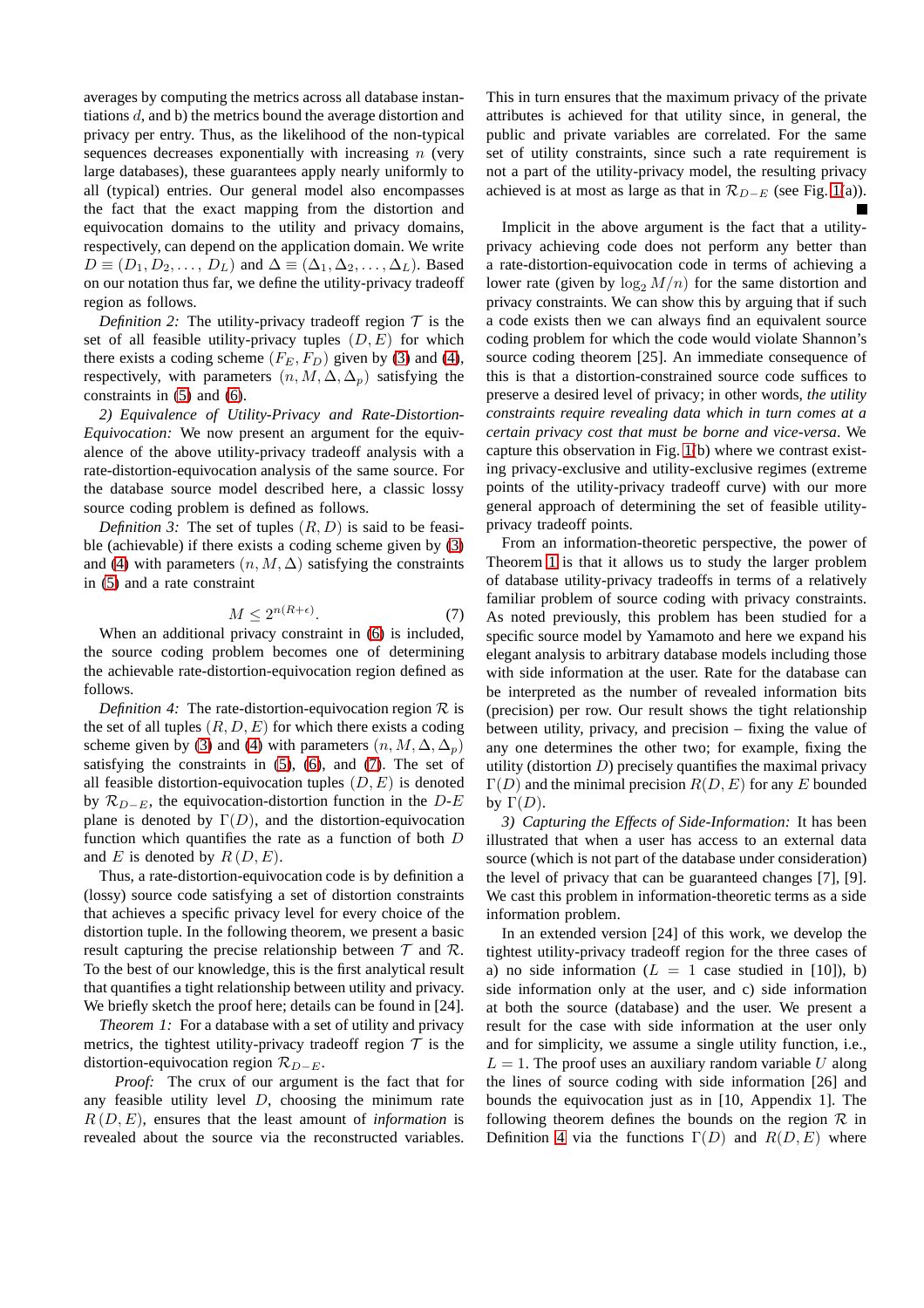averages by computing the metrics across all database instantiations $d$, and b) the metrics bound the average distortion and privacy per entry. Thus, as the likelihood of the non-typical sequences decreases exponentially with increasing $n$ (very large databases), these guarantees apply nearly uniformly to all (typical) entries. Our general model also encompasses the fact that the exact mapping from the distortion and equivocation domains to the utility and privacy domains, respectively, can depend on the application domain. We write $D \equiv (D_1, D_2, \ldots, D_L)$ and $\Delta \equiv (\Delta_1, \Delta_2, \ldots, \Delta_L)$. Based on our notation thus far, we define the utility-privacy tradeoff region as follows.

*Definition 2:* The utility-privacy tradeoff region $\mathcal{T}$ is the set of all feasible utility-privacy tuples $(D, E)$ for which there exists a coding scheme $(F_E, F_D)$ given by (3) and (4), respectively, with parameters $(n, M, \Delta, \Delta_p)$ satisfying the constraints in (5) and (6).

*2) Equivalence of Utility-Privacy and Rate-Distortion-Equivocation:* We now present an argument for the equivalence of the above utility-privacy tradeoff analysis with a rate-distortion-equivocation analysis of the same source. For the database source model described here, a classic lossy source coding problem is defined as follows.

*Definition 3:* The set of tuples $(R, D)$ is said to be feasible (achievable) if there exists a coding scheme given by (3) and (4) with parameters $(n, M, \Delta)$ satisfying the constraints in (5) and a rate constraint

$$M \leq 2^{n(R+\epsilon)}. \tag{7}$$

When an additional privacy constraint in (6) is included, the source coding problem becomes one of determining the achievable rate-distortion-equivocation region defined as follows.

*Definition 4:* The rate-distortion-equivocation region $\mathcal{R}$ is the set of all tuples $(R, D, E)$ for which there exists a coding scheme given by (3) and (4) with parameters $(n, M, \Delta, \Delta_p)$ satisfying the constraints in (5), (6), and (7). The set of all feasible distortion-equivocation tuples $(D, E)$ is denoted by $\mathcal{R}_{D-E}$, the equivocation-distortion function in the $D$-$E$ plane is denoted by $\Gamma(D)$, and the distortion-equivocation function which quantifies the rate as a function of both $D$ and $E$ is denoted by $R(D, E)$.

Thus, a rate-distortion-equivocation code is by definition a (lossy) source code satisfying a set of distortion constraints that achieves a specific privacy level for every choice of the distortion tuple. In the following theorem, we present a basic result capturing the precise relationship between $\mathcal{T}$ and $\mathcal{R}$. To the best of our knowledge, this is the first analytical result that quantifies a tight relationship between utility and privacy. We briefly sketch the proof here; details can be found in [24].

*Theorem 1:* For a database with a set of utility and privacy metrics, the tightest utility-privacy tradeoff region $\mathcal{T}$ is the distortion-equivocation region $\mathcal{R}_{D-E}$.

*Proof:* The crux of our argument is the fact that for any feasible utility level $D$, choosing the minimum rate $R(D, E)$, ensures that the least amount of *information* is revealed about the source via the reconstructed variables. This in turn ensures that the maximum privacy of the private attributes is achieved for that utility since, in general, the public and private variables are correlated. For the same set of utility constraints, since such a rate requirement is not a part of the utility-privacy model, the resulting privacy achieved is at most as large as that in $\mathcal{R}_{D-E}$ (see Fig. 1(a)). ∎

Implicit in the above argument is the fact that a utility-privacy achieving code does not perform any better than a rate-distortion-equivocation code in terms of achieving a lower rate (given by $\log_2 M/n$) for the same distortion and privacy constraints. We can show this by arguing that if such a code exists then we can always find an equivalent source coding problem for which the code would violate Shannon's source coding theorem [25]. An immediate consequence of this is that a distortion-constrained source code suffices to preserve a desired level of privacy; in other words, *the utility constraints require revealing data which in turn comes at a certain privacy cost that must be borne and vice-versa*. We capture this observation in Fig. 1(b) where we contrast existing privacy-exclusive and utility-exclusive regimes (extreme points of the utility-privacy tradeoff curve) with our more general approach of determining the set of feasible utility-privacy tradeoff points.

From an information-theoretic perspective, the power of Theorem 1 is that it allows us to study the larger problem of database utility-privacy tradeoffs in terms of a relatively familiar problem of source coding with privacy constraints. As noted previously, this problem has been studied for a specific source model by Yamamoto and here we expand his elegant analysis to arbitrary database models including those with side information at the user. Rate for the database can be interpreted as the number of revealed information bits (precision) per row. Our result shows the tight relationship between utility, privacy, and precision – fixing the value of any one determines the other two; for example, fixing the utility (distortion $D$) precisely quantifies the maximal privacy $\Gamma(D)$ and the minimal precision $R(D, E)$ for any $E$ bounded by $\Gamma(D)$.

*3) Capturing the Effects of Side-Information:* It has been illustrated that when a user has access to an external data source (which is not part of the database under consideration) the level of privacy that can be guaranteed changes [7], [9]. We cast this problem in information-theoretic terms as a side information problem.

In an extended version [24] of this work, we develop the tightest utility-privacy tradeoff region for the three cases of a) no side information ($L = 1$ case studied in [10]), b) side information only at the user, and c) side information at both the source (database) and the user. We present a result for the case with side information at the user only and for simplicity, we assume a single utility function, i.e., $L = 1$. The proof uses an auxiliary random variable $U$ along the lines of source coding with side information [26] and bounds the equivocation just as in [10, Appendix 1]. The following theorem defines the bounds on the region $\mathcal{R}$ in Definition 4 via the functions $\Gamma(D)$ and $R(D, E)$ where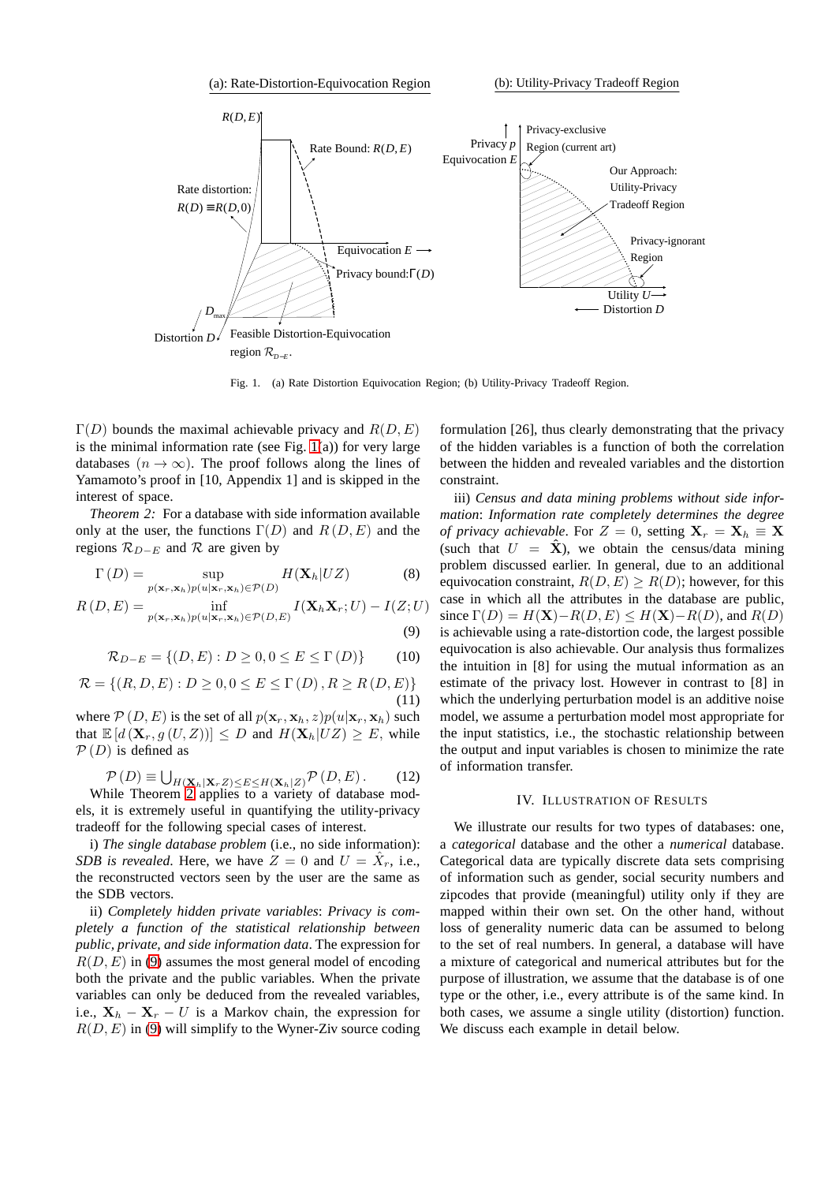Fig. 1. (a) Rate Distortion Equivocation Region; (b) Utility-Privacy Tradeoff Region.

$\Gamma(D)$ bounds the maximal achievable privacy and $R(D,E)$ is the minimal information rate (see Fig. 1(a)) for very large databases ($n \to \infty$). The proof follows along the lines of Yamamoto's proof in [10, Appendix 1] and is skipped in the interest of space.

*Theorem 2:* For a database with side information available only at the user, the functions $\Gamma(D)$ and $R(D,E)$ and the regions $\mathcal{R}_{D-E}$ and $\mathcal{R}$ are given by

$$\Gamma(D) = \sup_{p(\mathbf{x}_r,\mathbf{x}_h)p(u|\mathbf{x}_r,\mathbf{x}_h)\in\mathcal{P}(D)} H(\mathbf{X}_h|UZ) \tag{8}$$

$$R(D,E) = \inf_{p(\mathbf{x}_r,\mathbf{x}_h)p(u|\mathbf{x}_r,\mathbf{x}_h)\in\mathcal{P}(D,E)} I(\mathbf{X}_h\mathbf{X}_r;U) - I(Z;U) \tag{9}$$

$$\mathcal{R}_{D-E} = \{(D,E) : D \geq 0, 0 \leq E \leq \Gamma(D)\} \tag{10}$$

$$\mathcal{R} = \{(R,D,E) : D \geq 0, 0 \leq E \leq \Gamma(D), R \geq R(D,E)\} \tag{11}$$

where $\mathcal{P}(D,E)$ is the set of all $p(\mathbf{x}_r,\mathbf{x}_h,z)p(u|\mathbf{x}_r,\mathbf{x}_h)$ such that $\mathbb{E}[d(\mathbf{X}_r, g(U,Z))] \leq D$ and $H(\mathbf{X}_h|UZ) \geq E$, while $\mathcal{P}(D)$ is defined as

$$\mathcal{P}(D) \equiv \bigcup_{H(\mathbf{X}_h|\mathbf{X}_r Z)\leq E\leq H(\mathbf{X}_h|Z)} \mathcal{P}(D,E). \tag{12}$$

While Theorem 2 applies to a variety of database models, it is extremely useful in quantifying the utility-privacy tradeoff for the following special cases of interest.

i) *The single database problem* (i.e., no side information): *SDB is revealed*. Here, we have $Z = 0$ and $U = \hat{X}_r$, i.e., the reconstructed vectors seen by the user are the same as the SDB vectors.

ii) *Completely hidden private variables*: *Privacy is completely a function of the statistical relationship between public, private, and side information data*. The expression for $R(D,E)$ in (9) assumes the most general model of encoding both the private and the public variables. When the private variables can only be deduced from the revealed variables, i.e., $\mathbf{X}_h - \mathbf{X}_r - U$ is a Markov chain, the expression for $R(D,E)$ in (9) will simplify to the Wyner-Ziv source coding formulation [26], thus clearly demonstrating that the privacy of the hidden variables is a function of both the correlation between the hidden and revealed variables and the distortion constraint.

iii) *Census and data mining problems without side information*: *Information rate completely determines the degree of privacy achievable*. For $Z = 0$, setting $\mathbf{X}_r = \mathbf{X}_h \equiv \mathbf{X}$ (such that $U = \hat{\mathbf{X}}$), we obtain the census/data mining problem discussed earlier. In general, due to an additional equivocation constraint, $R(D,E) \geq R(D)$; however, for this case in which all the attributes in the database are public, since $\Gamma(D) = H(\mathbf{X}) - R(D,E) \leq H(\mathbf{X}) - R(D)$, and $R(D)$ is achievable using a rate-distortion code, the largest possible equivocation is also achievable. Our analysis thus formalizes the intuition in [8] for using the mutual information as an estimate of the privacy lost. However in contrast to [8] in which the underlying perturbation model is an additive noise model, we assume a perturbation model most appropriate for the input statistics, i.e., the stochastic relationship between the output and input variables is chosen to minimize the rate of information transfer.

## IV. Illustration of Results

We illustrate our results for two types of databases: one, a *categorical* database and the other a *numerical* database. Categorical data are typically discrete data sets comprising of information such as gender, social security numbers and zipcodes that provide (meaningful) utility only if they are mapped within their own set. On the other hand, without loss of generality numeric data can be assumed to belong to the set of real numbers. In general, a database will have a mixture of categorical and numerical attributes but for the purpose of illustration, we assume that the database is of one type or the other, i.e., every attribute is of the same kind. In both cases, we assume a single utility (distortion) function. We discuss each example in detail below.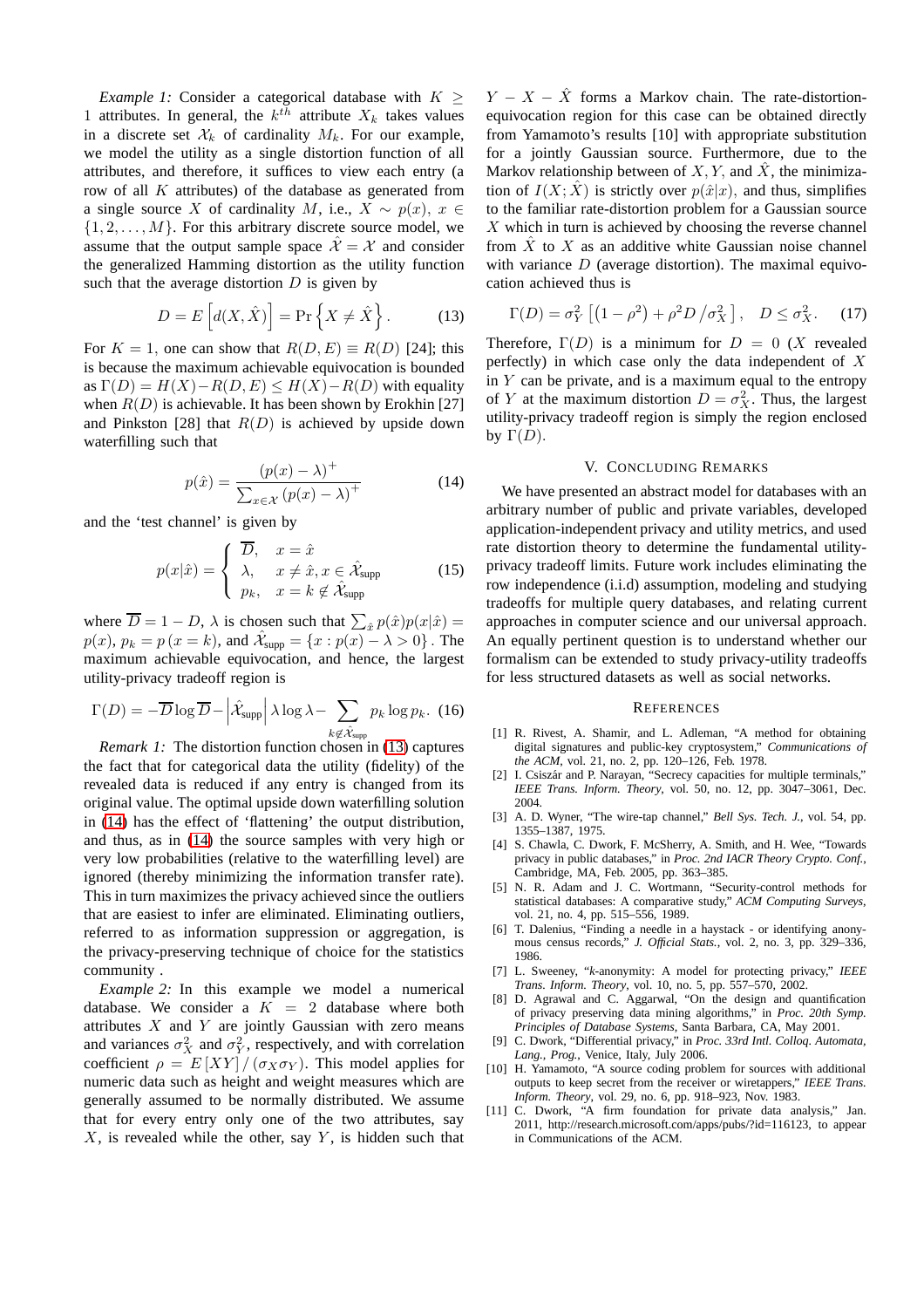*Example 1:* Consider a categorical database with $K \geq 1$ attributes. In general, the $k^{th}$ attribute $X_k$ takes values in a discrete set $\mathcal{X}_k$ of cardinality $M_k$. For our example, we model the utility as a single distortion function of all attributes, and therefore, it suffices to view each entry (a row of all $K$ attributes) of the database as generated from a single source $X$ of cardinality $M$, i.e., $X \sim p(x)$, $x \in \{1, 2, \ldots, M\}$. For this arbitrary discrete source model, we assume that the output sample space $\hat{\mathcal{X}} = \mathcal{X}$ and consider the generalized Hamming distortion as the utility function such that the average distortion $D$ is given by

$$D = E\left[d(X, \hat{X})\right] = \Pr\left\{X \neq \hat{X}\right\}. \tag{13}$$

For $K = 1$, one can show that $R(D, E) \equiv R(D)$ [24]; this is because the maximum achievable equivocation is bounded as $\Gamma(D) = H(X) - R(D, E) \leq H(X) - R(D)$ with equality when $R(D)$ is achievable. It has been shown by Erokhin [27] and Pinkston [28] that $R(D)$ is achieved by upside down waterfilling such that

$$p(\hat{x}) = \frac{(p(x) - \lambda)^+}{\sum_{x \in \mathcal{X}} (p(x) - \lambda)^+} \tag{14}$$

and the 'test channel' is given by

$$p(x|\hat{x}) = \begin{cases} \overline{D}, & x = \hat{x} \\ \lambda, & x \neq \hat{x}, x \in \hat{\mathcal{X}}_{\text{supp}} \\ p_k, & x = k \notin \hat{\mathcal{X}}_{\text{supp}} \end{cases} \tag{15}$$

where $\overline{D} = 1 - D$, $\lambda$ is chosen such that $\sum_{\hat{x}} p(\hat{x}) p(x|\hat{x}) = p(x)$, $p_k = p\,(x = k)$, and $\hat{\mathcal{X}}_{\text{supp}} = \{x : p(x) - \lambda > 0\}$. The maximum achievable equivocation, and hence, the largest utility-privacy tradeoff region is

$$\Gamma(D) = -\overline{D} \log \overline{D} - \left|\hat{\mathcal{X}}_{\text{supp}}\right| \lambda \log \lambda - \sum_{k \notin \hat{\mathcal{X}}_{\text{supp}}} p_k \log p_k. \tag{16}$$

*Remark 1:* The distortion function chosen in (13) captures the fact that for categorical data the utility (fidelity) of the revealed data is reduced if any entry is changed from its original value. The optimal upside down waterfilling solution in (14) has the effect of 'flattening' the output distribution, and thus, as in (14) the source samples with very high or very low probabilities (relative to the waterfilling level) are ignored (thereby minimizing the information transfer rate). This in turn maximizes the privacy achieved since the outliers that are easiest to infer are eliminated. Eliminating outliers, referred to as information suppression or aggregation, is the privacy-preserving technique of choice for the statistics community .

*Example 2:* In this example we model a numerical database. We consider a $K = 2$ database where both attributes $X$ and $Y$ are jointly Gaussian with zero means and variances $\sigma_X^2$ and $\sigma_Y^2$, respectively, and with correlation coefficient $\rho = E[XY] / (\sigma_X \sigma_Y)$. This model applies for numeric data such as height and weight measures which are generally assumed to be normally distributed. We assume that for every entry only one of the two attributes, say $X$, is revealed while the other, say $Y$, is hidden such that $Y - X - \hat{X}$ forms a Markov chain. The rate-distortion-equivocation region for this case can be obtained directly from Yamamoto's results [10] with appropriate substitution for a jointly Gaussian source. Furthermore, due to the Markov relationship between of $X, Y$, and $\hat{X}$, the minimization of $I(X; \hat{X})$ is strictly over $p(\hat{x}|x)$, and thus, simplifies to the familiar rate-distortion problem for a Gaussian source $X$ which in turn is achieved by choosing the reverse channel from $\hat{X}$ to $X$ as an additive white Gaussian noise channel with variance $D$ (average distortion). The maximal equivocation achieved thus is

$$\Gamma(D) = \sigma_Y^2 \left[\left(1 - \rho^2\right) + \rho^2 D \left/ \sigma_X^2\right.\right], \quad D \leq \sigma_X^2. \tag{17}$$

Therefore, $\Gamma(D)$ is a minimum for $D = 0$ ($X$ revealed perfectly) in which case only the data independent of $X$ in $Y$ can be private, and is a maximum equal to the entropy of $Y$ at the maximum distortion $D = \sigma_X^2$. Thus, the largest utility-privacy tradeoff region is simply the region enclosed by $\Gamma(D)$.

## V. Concluding Remarks

We have presented an abstract model for databases with an arbitrary number of public and private variables, developed application-independent privacy and utility metrics, and used rate distortion theory to determine the fundamental utility-privacy tradeoff limits. Future work includes eliminating the row independence (i.i.d) assumption, modeling and studying tradeoffs for multiple query databases, and relating current approaches in computer science and our universal approach. An equally pertinent question is to understand whether our formalism can be extended to study privacy-utility tradeoffs for less structured datasets as well as social networks.

## References

[1] R. Rivest, A. Shamir, and L. Adleman, "A method for obtaining digital signatures and public-key cryptosystem," *Communications of the ACM*, vol. 21, no. 2, pp. 120–126, Feb. 1978.

[2] I. Csiszár and P. Narayan, "Secrecy capacities for multiple terminals," *IEEE Trans. Inform. Theory*, vol. 50, no. 12, pp. 3047–3061, Dec. 2004.

[3] A. D. Wyner, "The wire-tap channel," *Bell Sys. Tech. J.*, vol. 54, pp. 1355–1387, 1975.

[4] S. Chawla, C. Dwork, F. McSherry, A. Smith, and H. Wee, "Towards privacy in public databases," in *Proc. 2nd IACR Theory Crypto. Conf.*, Cambridge, MA, Feb. 2005, pp. 363–385.

[5] N. R. Adam and J. C. Wortmann, "Security-control methods for statistical databases: A comparative study," *ACM Computing Surveys*, vol. 21, no. 4, pp. 515–556, 1989.

[6] T. Dalenius, "Finding a needle in a haystack - or identifying anonymous census records," *J. Official Stats.*, vol. 2, no. 3, pp. 329–336, 1986.

[7] L. Sweeney, "*k*-anonymity: A model for protecting privacy," *IEEE Trans. Inform. Theory*, vol. 10, no. 5, pp. 557–570, 2002.

[8] D. Agrawal and C. Aggarwal, "On the design and quantification of privacy preserving data mining algorithms," in *Proc. 20th Symp. Principles of Database Systems*, Santa Barbara, CA, May 2001.

[9] C. Dwork, "Differential privacy," in *Proc. 33rd Intl. Colloq. Automata, Lang., Prog.*, Venice, Italy, July 2006.

[10] H. Yamamoto, "A source coding problem for sources with additional outputs to keep secret from the receiver or wiretappers," *IEEE Trans. Inform. Theory*, vol. 29, no. 6, pp. 918–923, Nov. 1983.

[11] C. Dwork, "A firm foundation for private data analysis," Jan. 2011, http://research.microsoft.com/apps/pubs/?id=116123, to appear in Communications of the ACM.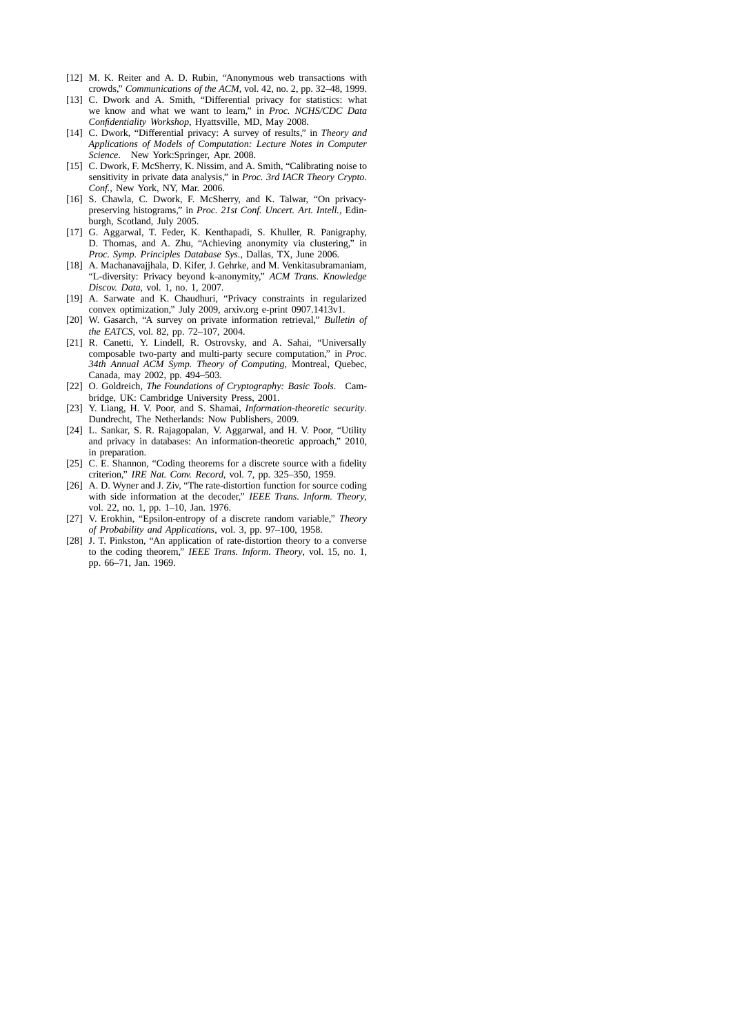[12] M. K. Reiter and A. D. Rubin, "Anonymous web transactions with crowds," *Communications of the ACM*, vol. 42, no. 2, pp. 32–48, 1999.

[13] C. Dwork and A. Smith, "Differential privacy for statistics: what we know and what we want to learn," in *Proc. NCHS/CDC Data Confidentiality Workshop*, Hyattsville, MD, May 2008.

[14] C. Dwork, "Differential privacy: A survey of results," in *Theory and Applications of Models of Computation: Lecture Notes in Computer Science*. New York:Springer, Apr. 2008.

[15] C. Dwork, F. McSherry, K. Nissim, and A. Smith, "Calibrating noise to sensitivity in private data analysis," in *Proc. 3rd IACR Theory Crypto. Conf.*, New York, NY, Mar. 2006.

[16] S. Chawla, C. Dwork, F. McSherry, and K. Talwar, "On privacy-preserving histograms," in *Proc. 21st Conf. Uncert. Art. Intell.*, Edinburgh, Scotland, July 2005.

[17] G. Aggarwal, T. Feder, K. Kenthapadi, S. Khuller, R. Panigraphy, D. Thomas, and A. Zhu, "Achieving anonymity via clustering," in *Proc. Symp. Principles Database Sys.*, Dallas, TX, June 2006.

[18] A. Machanavajjhala, D. Kifer, J. Gehrke, and M. Venkitasubramaniam, "L-diversity: Privacy beyond k-anonymity," *ACM Trans. Knowledge Discov. Data*, vol. 1, no. 1, 2007.

[19] A. Sarwate and K. Chaudhuri, "Privacy constraints in regularized convex optimization," July 2009, arxiv.org e-print 0907.1413v1.

[20] W. Gasarch, "A survey on private information retrieval," *Bulletin of the EATCS*, vol. 82, pp. 72–107, 2004.

[21] R. Canetti, Y. Lindell, R. Ostrovsky, and A. Sahai, "Universally composable two-party and multi-party secure computation," in *Proc. 34th Annual ACM Symp. Theory of Computing*, Montreal, Quebec, Canada, may 2002, pp. 494–503.

[22] O. Goldreich, *The Foundations of Cryptography: Basic Tools*. Cambridge, UK: Cambridge University Press, 2001.

[23] Y. Liang, H. V. Poor, and S. Shamai, *Information-theoretic security*. Dundrecht, The Netherlands: Now Publishers, 2009.

[24] L. Sankar, S. R. Rajagopalan, V. Aggarwal, and H. V. Poor, "Utility and privacy in databases: An information-theoretic approach," 2010, in preparation.

[25] C. E. Shannon, "Coding theorems for a discrete source with a fidelity criterion," *IRE Nat. Conv. Record*, vol. 7, pp. 325–350, 1959.

[26] A. D. Wyner and J. Ziv, "The rate-distortion function for source coding with side information at the decoder," *IEEE Trans. Inform. Theory*, vol. 22, no. 1, pp. 1–10, Jan. 1976.

[27] V. Erokhin, "Epsilon-entropy of a discrete random variable," *Theory of Probability and Applications*, vol. 3, pp. 97–100, 1958.

[28] J. T. Pinkston, "An application of rate-distortion theory to a converse to the coding theorem," *IEEE Trans. Inform. Theory*, vol. 15, no. 1, pp. 66–71, Jan. 1969.